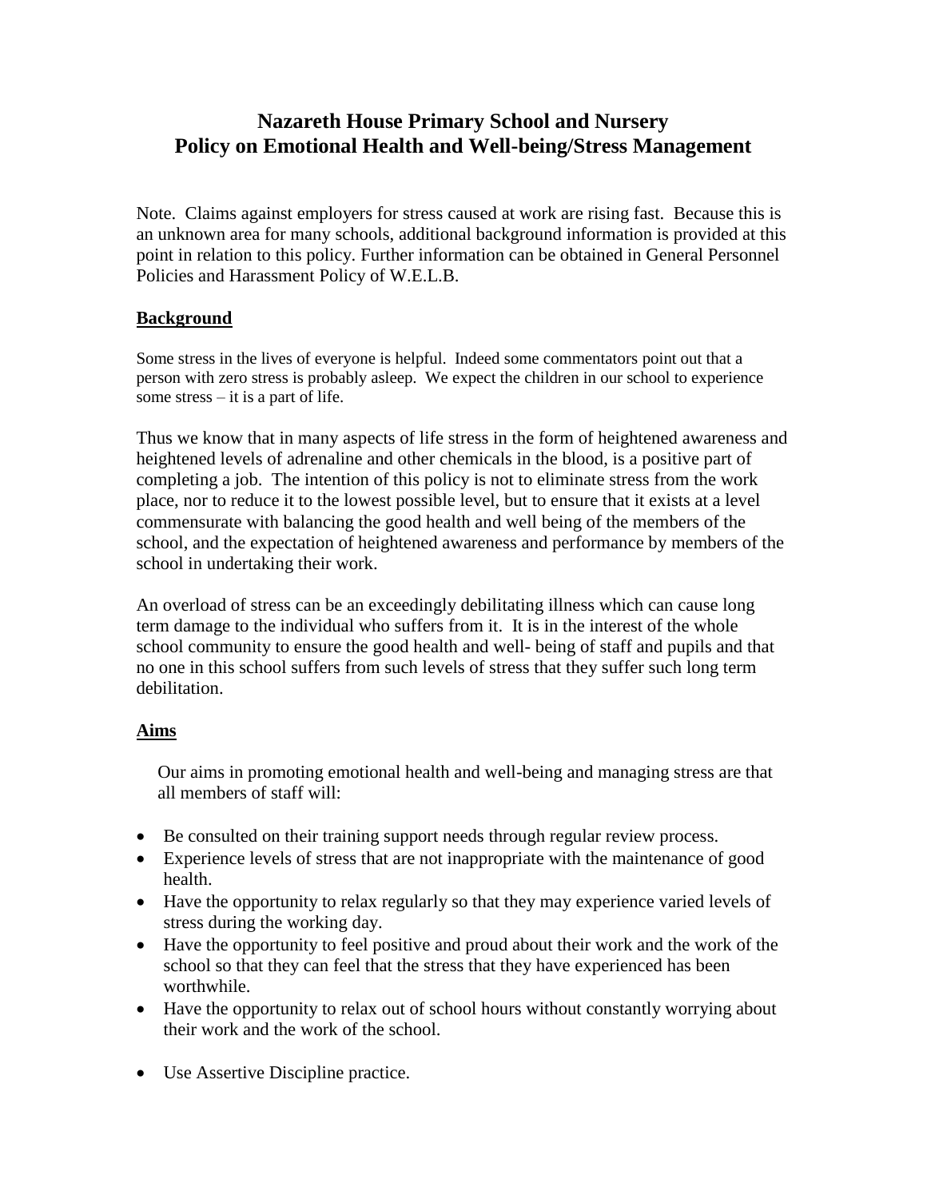# Nazareth House Primary School and Nursery
# Policy on Emotional Health and Well-being/Stress Management

Note. Claims against employers for stress caused at work are rising fast. Because this is an unknown area for many schools, additional background information is provided at this point in relation to this policy. Further information can be obtained in General Personnel Policies and Harassment Policy of W.E.L.B.

## Background

Some stress in the lives of everyone is helpful. Indeed some commentators point out that a person with zero stress is probably asleep. We expect the children in our school to experience some stress – it is a part of life.

Thus we know that in many aspects of life stress in the form of heightened awareness and heightened levels of adrenaline and other chemicals in the blood, is a positive part of completing a job. The intention of this policy is not to eliminate stress from the work place, nor to reduce it to the lowest possible level, but to ensure that it exists at a level commensurate with balancing the good health and well being of the members of the school, and the expectation of heightened awareness and performance by members of the school in undertaking their work.

An overload of stress can be an exceedingly debilitating illness which can cause long term damage to the individual who suffers from it. It is in the interest of the whole school community to ensure the good health and well- being of staff and pupils and that no one in this school suffers from such levels of stress that they suffer such long term debilitation.

## Aims

Our aims in promoting emotional health and well-being and managing stress are that all members of staff will:

- Be consulted on their training support needs through regular review process.
- Experience levels of stress that are not inappropriate with the maintenance of good health.
- Have the opportunity to relax regularly so that they may experience varied levels of stress during the working day.
- Have the opportunity to feel positive and proud about their work and the work of the school so that they can feel that the stress that they have experienced has been worthwhile.
- Have the opportunity to relax out of school hours without constantly worrying about their work and the work of the school.
- Use Assertive Discipline practice.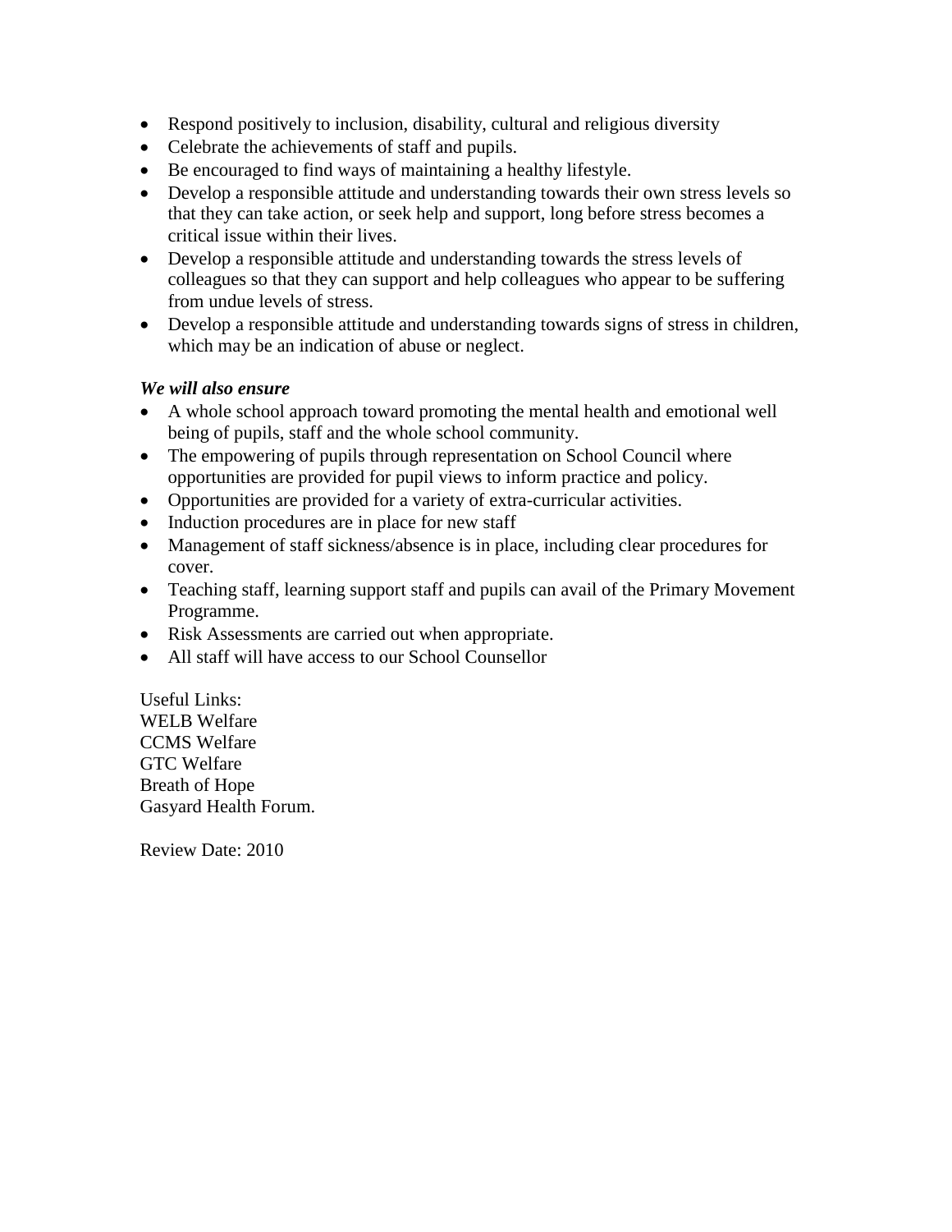- Respond positively to inclusion, disability, cultural and religious diversity
- Celebrate the achievements of staff and pupils.
- Be encouraged to find ways of maintaining a healthy lifestyle.
- Develop a responsible attitude and understanding towards their own stress levels so that they can take action, or seek help and support, long before stress becomes a critical issue within their lives.
- Develop a responsible attitude and understanding towards the stress levels of colleagues so that they can support and help colleagues who appear to be suffering from undue levels of stress.
- Develop a responsible attitude and understanding towards signs of stress in children, which may be an indication of abuse or neglect.

***We will also ensure***

- A whole school approach toward promoting the mental health and emotional well being of pupils, staff and the whole school community.
- The empowering of pupils through representation on School Council where opportunities are provided for pupil views to inform practice and policy.
- Opportunities are provided for a variety of extra-curricular activities.
- Induction procedures are in place for new staff
- Management of staff sickness/absence is in place, including clear procedures for cover.
- Teaching staff, learning support staff and pupils can avail of the Primary Movement Programme.
- Risk Assessments are carried out when appropriate.
- All staff will have access to our School Counsellor

Useful Links:
WELB Welfare
CCMS Welfare
GTC Welfare
Breath of Hope
Gasyard Health Forum.

Review Date: 2010